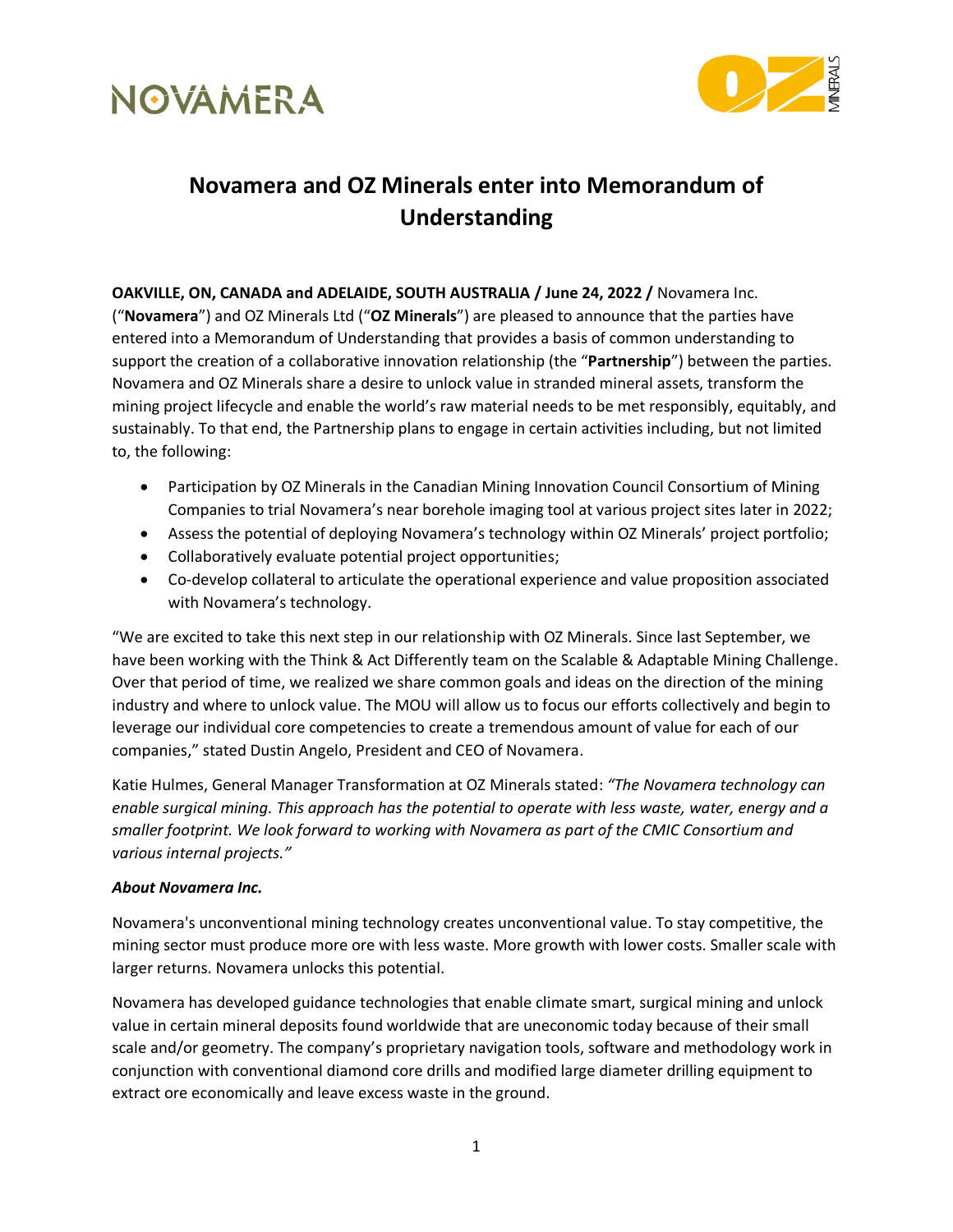# Novamera and OZ Minerals enter into Memorandum of Understanding

**OAKVILLE, ON, CANADA and ADELAIDE, SOUTH AUSTRALIA / June 24, 2022 /** Novamera Inc. ("**Novamera**") and OZ Minerals Ltd ("**OZ Minerals**") are pleased to announce that the parties have entered into a Memorandum of Understanding that provides a basis of common understanding to support the creation of a collaborative innovation relationship (the "**Partnership**") between the parties. Novamera and OZ Minerals share a desire to unlock value in stranded mineral assets, transform the mining project lifecycle and enable the world's raw material needs to be met responsibly, equitably, and sustainably. To that end, the Partnership plans to engage in certain activities including, but not limited to, the following:

- Participation by OZ Minerals in the Canadian Mining Innovation Council Consortium of Mining Companies to trial Novamera's near borehole imaging tool at various project sites later in 2022;
- Assess the potential of deploying Novamera's technology within OZ Minerals' project portfolio;
- Collaboratively evaluate potential project opportunities;
- Co-develop collateral to articulate the operational experience and value proposition associated with Novamera's technology.

"We are excited to take this next step in our relationship with OZ Minerals. Since last September, we have been working with the Think & Act Differently team on the Scalable & Adaptable Mining Challenge. Over that period of time, we realized we share common goals and ideas on the direction of the mining industry and where to unlock value. The MOU will allow us to focus our efforts collectively and begin to leverage our individual core competencies to create a tremendous amount of value for each of our companies," stated Dustin Angelo, President and CEO of Novamera.

Katie Hulmes, General Manager Transformation at OZ Minerals stated: *"The Novamera technology can enable surgical mining. This approach has the potential to operate with less waste, water, energy and a smaller footprint. We look forward to working with Novamera as part of the CMIC Consortium and various internal projects."*

### *About Novamera Inc.*

Novamera's unconventional mining technology creates unconventional value. To stay competitive, the mining sector must produce more ore with less waste. More growth with lower costs. Smaller scale with larger returns. Novamera unlocks this potential.

Novamera has developed guidance technologies that enable climate smart, surgical mining and unlock value in certain mineral deposits found worldwide that are uneconomic today because of their small scale and/or geometry. The company's proprietary navigation tools, software and methodology work in conjunction with conventional diamond core drills and modified large diameter drilling equipment to extract ore economically and leave excess waste in the ground.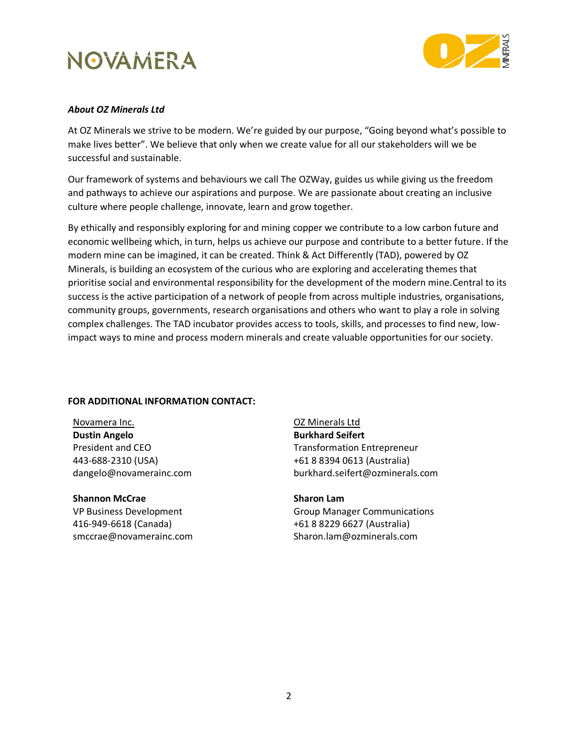***About OZ Minerals Ltd***

At OZ Minerals we strive to be modern. We're guided by our purpose, "Going beyond what's possible to make lives better". We believe that only when we create value for all our stakeholders will we be successful and sustainable.

Our framework of systems and behaviours we call The OZWay, guides us while giving us the freedom and pathways to achieve our aspirations and purpose. We are passionate about creating an inclusive culture where people challenge, innovate, learn and grow together.

By ethically and responsibly exploring for and mining copper we contribute to a low carbon future and economic wellbeing which, in turn, helps us achieve our purpose and contribute to a better future. If the modern mine can be imagined, it can be created. Think & Act Differently (TAD), powered by OZ Minerals, is building an ecosystem of the curious who are exploring and accelerating themes that prioritise social and environmental responsibility for the development of the modern mine.Central to its success is the active participation of a network of people from across multiple industries, organisations, community groups, governments, research organisations and others who want to play a role in solving complex challenges. The TAD incubator provides access to tools, skills, and processes to find new, low-impact ways to mine and process modern minerals and create valuable opportunities for our society.

**FOR ADDITIONAL INFORMATION CONTACT:**

Novamera Inc.
**Dustin Angelo**
President and CEO
443-688-2310 (USA)
dangelo@novamerainc.com

**Shannon McCrae**
VP Business Development
416-949-6618 (Canada)
smccrae@novamerainc.com

OZ Minerals Ltd
**Burkhard Seifert**
Transformation Entrepreneur
+61 8 8394 0613 (Australia)
burkhard.seifert@ozminerals.com

**Sharon Lam**
Group Manager Communications
+61 8 8229 6627 (Australia)
Sharon.lam@ozminerals.com